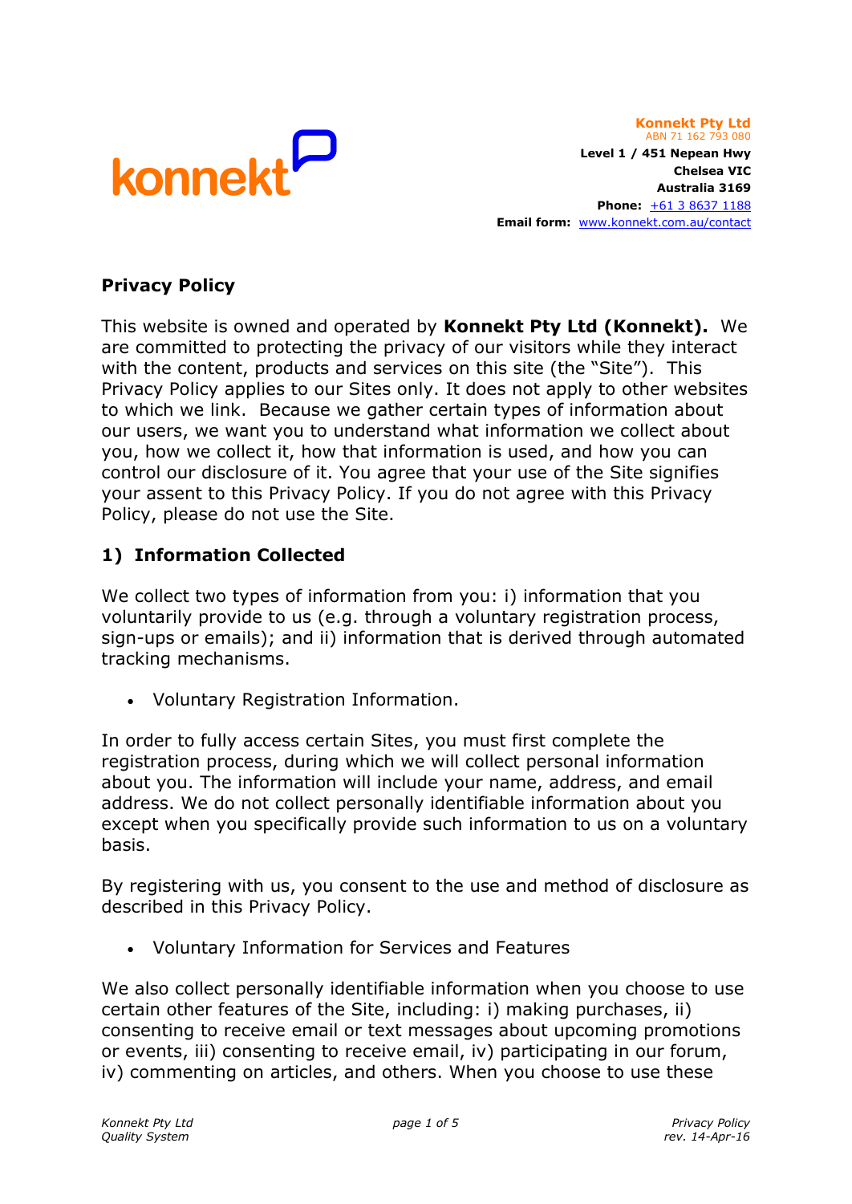**Konnekt Pty Ltd**
ABN 71 162 793 080
**Level 1 / 451 Nepean Hwy**
**Chelsea VIC**
**Australia 3169**
**Phone:** +61 3 8637 1188
**Email form:** www.konnekt.com.au/contact

## Privacy Policy

This website is owned and operated by **Konnekt Pty Ltd (Konnekt).** We are committed to protecting the privacy of our visitors while they interact with the content, products and services on this site (the "Site"). This Privacy Policy applies to our Sites only. It does not apply to other websites to which we link. Because we gather certain types of information about our users, we want you to understand what information we collect about you, how we collect it, how that information is used, and how you can control our disclosure of it. You agree that your use of the Site signifies your assent to this Privacy Policy. If you do not agree with this Privacy Policy, please do not use the Site.

## 1) Information Collected

We collect two types of information from you: i) information that you voluntarily provide to us (e.g. through a voluntary registration process, sign-ups or emails); and ii) information that is derived through automated tracking mechanisms.

- Voluntary Registration Information.

In order to fully access certain Sites, you must first complete the registration process, during which we will collect personal information about you. The information will include your name, address, and email address. We do not collect personally identifiable information about you except when you specifically provide such information to us on a voluntary basis.

By registering with us, you consent to the use and method of disclosure as described in this Privacy Policy.

- Voluntary Information for Services and Features

We also collect personally identifiable information when you choose to use certain other features of the Site, including: i) making purchases, ii) consenting to receive email or text messages about upcoming promotions or events, iii) consenting to receive email, iv) participating in our forum, iv) commenting on articles, and others. When you choose to use these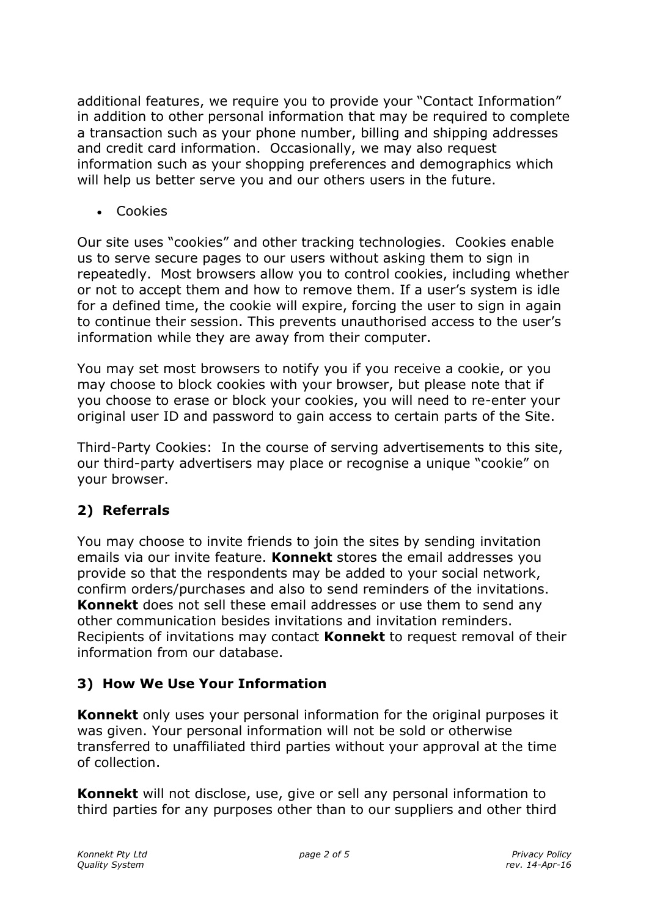additional features, we require you to provide your "Contact Information" in addition to other personal information that may be required to complete a transaction such as your phone number, billing and shipping addresses and credit card information. Occasionally, we may also request information such as your shopping preferences and demographics which will help us better serve you and our others users in the future.

- Cookies

Our site uses "cookies" and other tracking technologies. Cookies enable us to serve secure pages to our users without asking them to sign in repeatedly. Most browsers allow you to control cookies, including whether or not to accept them and how to remove them. If a user's system is idle for a defined time, the cookie will expire, forcing the user to sign in again to continue their session. This prevents unauthorised access to the user's information while they are away from their computer.

You may set most browsers to notify you if you receive a cookie, or you may choose to block cookies with your browser, but please note that if you choose to erase or block your cookies, you will need to re-enter your original user ID and password to gain access to certain parts of the Site.

Third-Party Cookies: In the course of serving advertisements to this site, our third-party advertisers may place or recognise a unique "cookie" on your browser.

## 2) Referrals

You may choose to invite friends to join the sites by sending invitation emails via our invite feature. **Konnekt** stores the email addresses you provide so that the respondents may be added to your social network, confirm orders/purchases and also to send reminders of the invitations. **Konnekt** does not sell these email addresses or use them to send any other communication besides invitations and invitation reminders. Recipients of invitations may contact **Konnekt** to request removal of their information from our database.

## 3) How We Use Your Information

**Konnekt** only uses your personal information for the original purposes it was given. Your personal information will not be sold or otherwise transferred to unaffiliated third parties without your approval at the time of collection.

**Konnekt** will not disclose, use, give or sell any personal information to third parties for any purposes other than to our suppliers and other third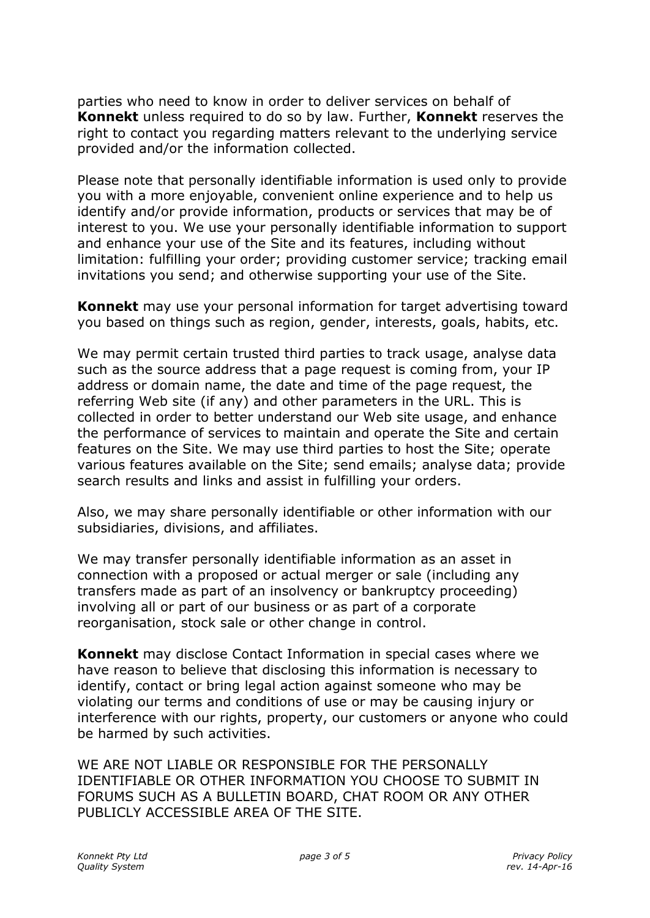parties who need to know in order to deliver services on behalf of **Konnekt** unless required to do so by law. Further, **Konnekt** reserves the right to contact you regarding matters relevant to the underlying service provided and/or the information collected.

Please note that personally identifiable information is used only to provide you with a more enjoyable, convenient online experience and to help us identify and/or provide information, products or services that may be of interest to you. We use your personally identifiable information to support and enhance your use of the Site and its features, including without limitation: fulfilling your order; providing customer service; tracking email invitations you send; and otherwise supporting your use of the Site.

**Konnekt** may use your personal information for target advertising toward you based on things such as region, gender, interests, goals, habits, etc.

We may permit certain trusted third parties to track usage, analyse data such as the source address that a page request is coming from, your IP address or domain name, the date and time of the page request, the referring Web site (if any) and other parameters in the URL. This is collected in order to better understand our Web site usage, and enhance the performance of services to maintain and operate the Site and certain features on the Site. We may use third parties to host the Site; operate various features available on the Site; send emails; analyse data; provide search results and links and assist in fulfilling your orders.

Also, we may share personally identifiable or other information with our subsidiaries, divisions, and affiliates.

We may transfer personally identifiable information as an asset in connection with a proposed or actual merger or sale (including any transfers made as part of an insolvency or bankruptcy proceeding) involving all or part of our business or as part of a corporate reorganisation, stock sale or other change in control.

**Konnekt** may disclose Contact Information in special cases where we have reason to believe that disclosing this information is necessary to identify, contact or bring legal action against someone who may be violating our terms and conditions of use or may be causing injury or interference with our rights, property, our customers or anyone who could be harmed by such activities.

WE ARE NOT LIABLE OR RESPONSIBLE FOR THE PERSONALLY IDENTIFIABLE OR OTHER INFORMATION YOU CHOOSE TO SUBMIT IN FORUMS SUCH AS A BULLETIN BOARD, CHAT ROOM OR ANY OTHER PUBLICLY ACCESSIBLE AREA OF THE SITE.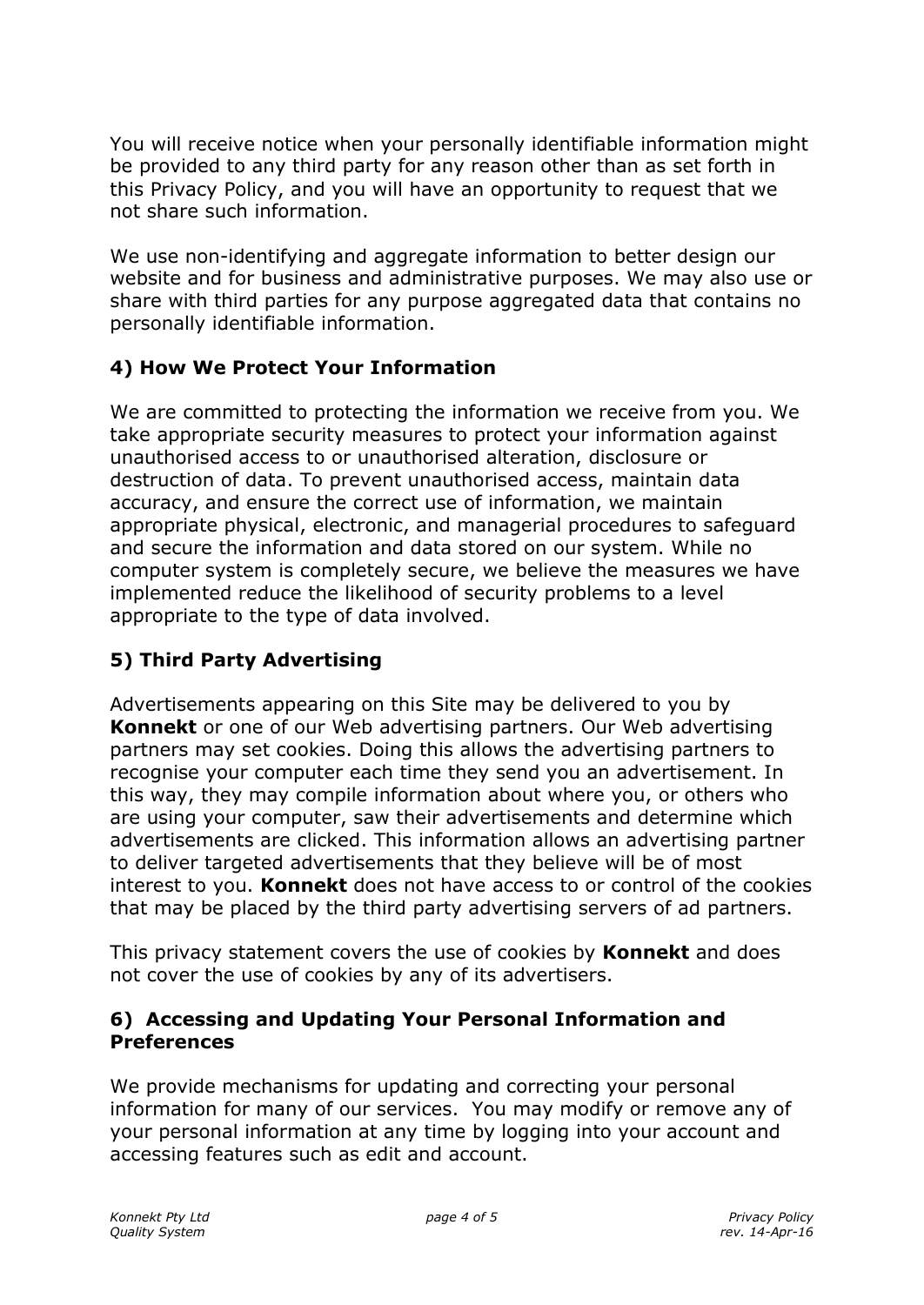You will receive notice when your personally identifiable information might be provided to any third party for any reason other than as set forth in this Privacy Policy, and you will have an opportunity to request that we not share such information.

We use non-identifying and aggregate information to better design our website and for business and administrative purposes. We may also use or share with third parties for any purpose aggregated data that contains no personally identifiable information.

## 4) How We Protect Your Information

We are committed to protecting the information we receive from you. We take appropriate security measures to protect your information against unauthorised access to or unauthorised alteration, disclosure or destruction of data. To prevent unauthorised access, maintain data accuracy, and ensure the correct use of information, we maintain appropriate physical, electronic, and managerial procedures to safeguard and secure the information and data stored on our system. While no computer system is completely secure, we believe the measures we have implemented reduce the likelihood of security problems to a level appropriate to the type of data involved.

## 5) Third Party Advertising

Advertisements appearing on this Site may be delivered to you by **Konnekt** or one of our Web advertising partners. Our Web advertising partners may set cookies. Doing this allows the advertising partners to recognise your computer each time they send you an advertisement. In this way, they may compile information about where you, or others who are using your computer, saw their advertisements and determine which advertisements are clicked. This information allows an advertising partner to deliver targeted advertisements that they believe will be of most interest to you. **Konnekt** does not have access to or control of the cookies that may be placed by the third party advertising servers of ad partners.

This privacy statement covers the use of cookies by **Konnekt** and does not cover the use of cookies by any of its advertisers.

## 6) Accessing and Updating Your Personal Information and Preferences

We provide mechanisms for updating and correcting your personal information for many of our services. You may modify or remove any of your personal information at any time by logging into your account and accessing features such as edit and account.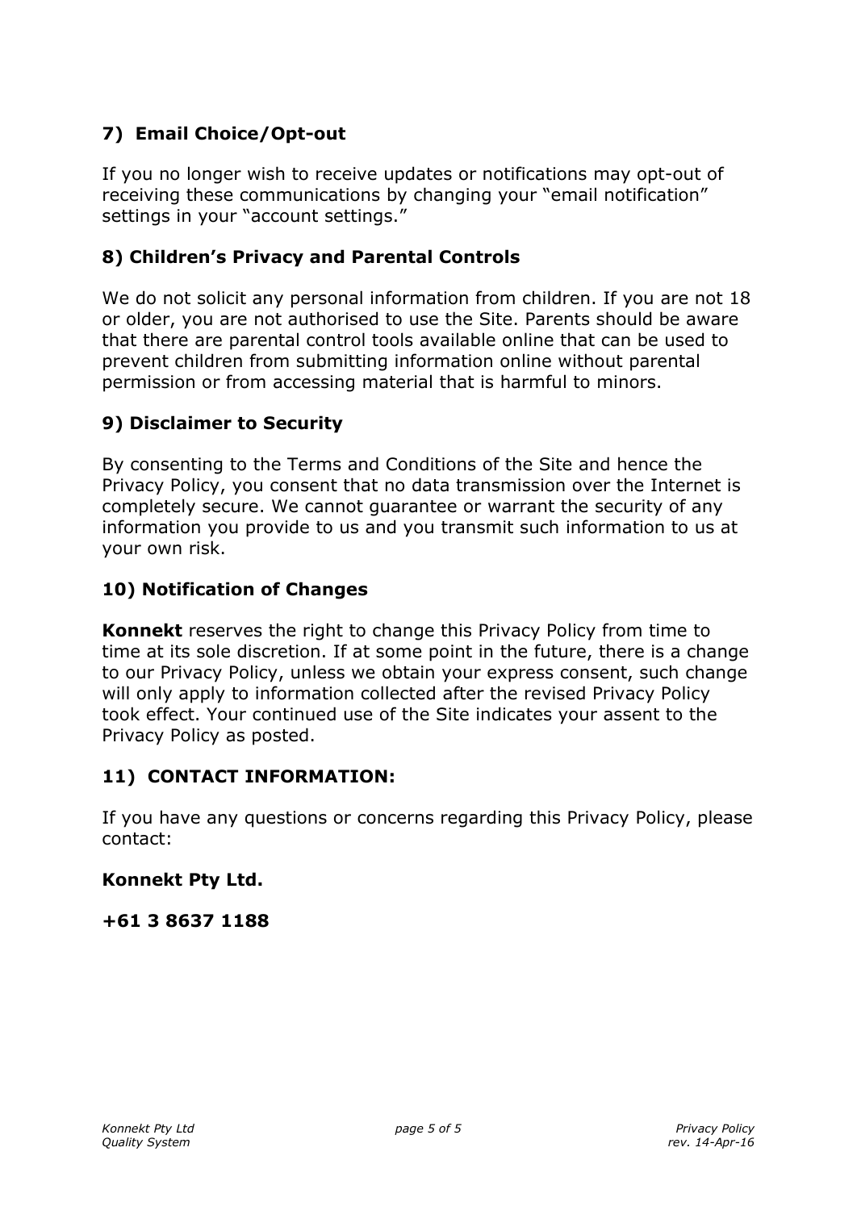## 7) Email Choice/Opt-out

If you no longer wish to receive updates or notifications may opt-out of receiving these communications by changing your "email notification" settings in your "account settings."

## 8) Children's Privacy and Parental Controls

We do not solicit any personal information from children. If you are not 18 or older, you are not authorised to use the Site. Parents should be aware that there are parental control tools available online that can be used to prevent children from submitting information online without parental permission or from accessing material that is harmful to minors.

## 9) Disclaimer to Security

By consenting to the Terms and Conditions of the Site and hence the Privacy Policy, you consent that no data transmission over the Internet is completely secure. We cannot guarantee or warrant the security of any information you provide to us and you transmit such information to us at your own risk.

## 10) Notification of Changes

**Konnekt** reserves the right to change this Privacy Policy from time to time at its sole discretion. If at some point in the future, there is a change to our Privacy Policy, unless we obtain your express consent, such change will only apply to information collected after the revised Privacy Policy took effect. Your continued use of the Site indicates your assent to the Privacy Policy as posted.

## 11) CONTACT INFORMATION:

If you have any questions or concerns regarding this Privacy Policy, please contact:

**Konnekt Pty Ltd.**

**+61 3 8637 1188**